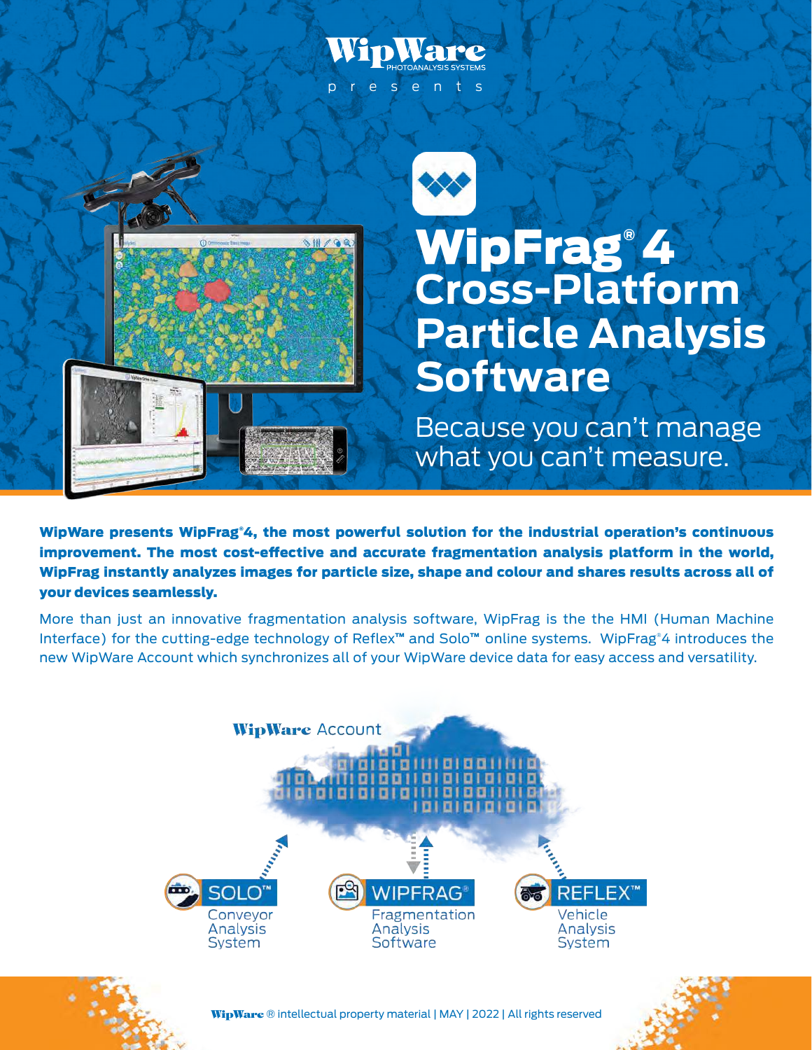WipWare PHOTOANALYSIS SYSTEMS

presents

# WipFrag® 4 Cross-Platform Particle Analysis Software

Because you can't manage what you can't measure.

**WipWare presents WipFrag®4, the most powerful solution for the industrial operation's continuous improvement. The most cost-effective and accurate fragmentation analysis platform in the world, WipFrag instantly analyzes images for particle size, shape and colour and shares results across all of your devices seamlessly.**

More than just an innovative fragmentation analysis software, WipFrag is the the HMI (Human Machine Interface) for the cutting-edge technology of Reflex™ and Solo™ online systems. WipFrag®4 introduces the new WipWare Account which synchronizes all of your WipWare device data for easy access and versatility.

WipWare Account

SOLO™ Conveyor Analysis System

WIPFRAG® Fragmentation Analysis Software

REFLEX™ Vehicle Analysis System

WipWare® intellectual property material | MAY | 2022 | All rights reserved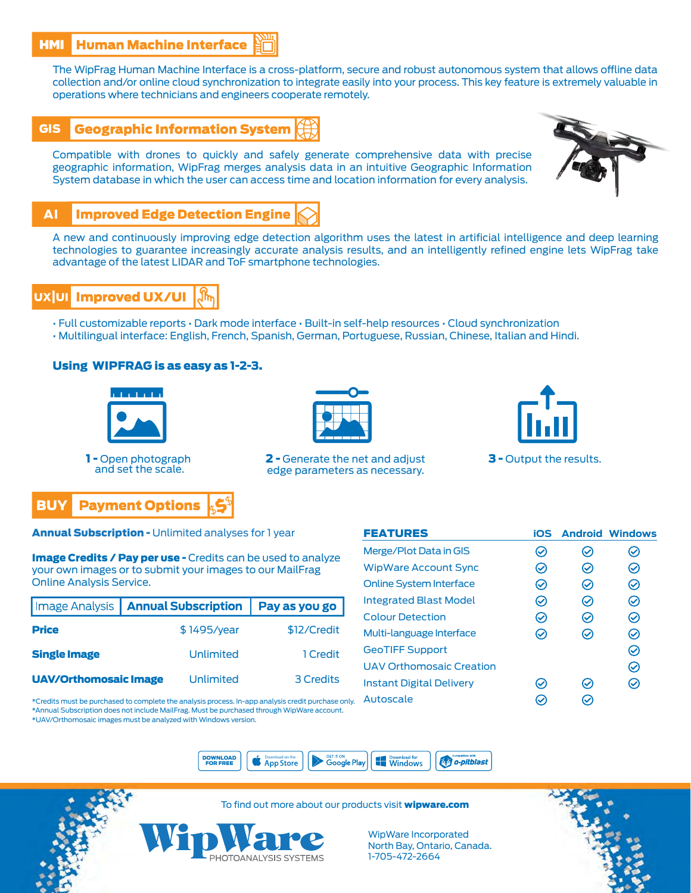## HMI Human Machine Interface

The WipFrag Human Machine Interface is a cross-platform, secure and robust autonomous system that allows offline data collection and/or online cloud synchronization to integrate easily into your process. This key feature is extremely valuable in operations where technicians and engineers cooperate remotely.

## GIS Geographic Information System

Compatible with drones to quickly and safely generate comprehensive data with precise geographic information, WipFrag merges analysis data in an intuitive Geographic Information System database in which the user can access time and location information for every analysis.

## AI Improved Edge Detection Engine

A new and continuously improving edge detection algorithm uses the latest in artificial intelligence and deep learning technologies to guarantee increasingly accurate analysis results, and an intelligently refined engine lets WipFrag take advantage of the latest LIDAR and ToF smartphone technologies.

## UX|UI Improved UX/UI

- Full customizable reports • Dark mode interface • Built-in self-help resources • Cloud synchronization
- Multilingual interface: English, French, Spanish, German, Portuguese, Russian, Chinese, Italian and Hindi.

### Using WIPFRAG is as easy as 1-2-3.

**1 -** Open photograph and set the scale.

**2 -** Generate the net and adjust edge parameters as necessary.

**3 -** Output the results.

## BUY Payment Options

**Annual Subscription -** Unlimited analyses for 1 year

**Image Credits / Pay per use -** Credits can be used to analyze your own images or to submit your images to our MailFrag Online Analysis Service.

| Image Analysis | Annual Subscription | Pay as you go |
|---|---|---|
| **Price** | $ 1495/year | $12/Credit |
| **Single Image** | Unlimited | 1 Credit |
| **UAV/Orthomosaic Image** | Unlimited | 3 Credits |

*Credits must be purchased to complete the analysis process. In-app analysis credit purchase only.
*Annual Subscription does not include MailFrag. Must be purchased through WipWare account.
*UAV/Orthomosaic images must be analyzed with Windows version.

| FEATURES | iOS | Android | Windows |
|---|---|---|---|
| Merge/Plot Data in GIS | ✓ | ✓ | ✓ |
| WipWare Account Sync | ✓ | ✓ | ✓ |
| Online System Interface | ✓ | ✓ | ✓ |
| Integrated Blast Model | ✓ | ✓ | ✓ |
| Colour Detection | ✓ | ✓ | ✓ |
| Multi-language Interface | ✓ | ✓ | ✓ |
| GeoTIFF Support | | | ✓ |
| UAV Orthomosaic Creation | | | ✓ |
| Instant Digital Delivery | ✓ | ✓ | ✓ |
| Autoscale | ✓ | ✓ | |

DOWNLOAD FOR FREE | Download on the App Store | GET IT ON Google Play | Download for Windows | Compatible with o-pitblast

To find out more about our products visit **wipware.com**

WipWare PHOTOANALYSIS SYSTEMS

WipWare Incorporated
North Bay, Ontario, Canada.
1-705-472-2664